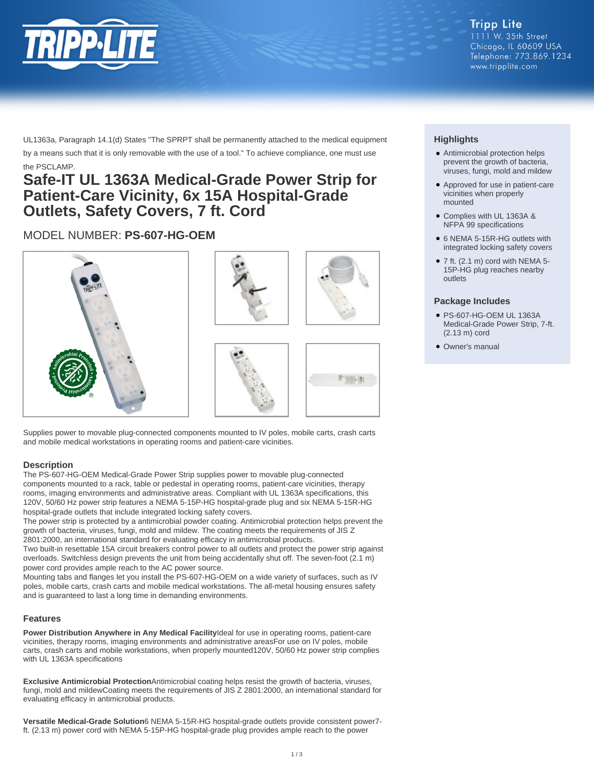Tripp Lite
1111 W. 35th Street
Chicago, IL 60609 USA
Telephone: 773.869.1234
www.tripplite.com

UL1363a, Paragraph 14.1(d) States "The SPRPT shall be permanently attached to the medical equipment by a means such that it is only removable with the use of a tool." To achieve compliance, one must use the PSCLAMP.

# Safe-IT UL 1363A Medical-Grade Power Strip for Patient-Care Vicinity, 6x 15A Hospital-Grade Outlets, Safety Covers, 7 ft. Cord

## MODEL NUMBER: **PS-607-HG-OEM**

Supplies power to movable plug-connected components mounted to IV poles, mobile carts, crash carts and mobile medical workstations in operating rooms and patient-care vicinities.

### Description

The PS-607-HG-OEM Medical-Grade Power Strip supplies power to movable plug-connected components mounted to a rack, table or pedestal in operating rooms, patient-care vicinities, therapy rooms, imaging environments and administrative areas. Compliant with UL 1363A specifications, this 120V, 50/60 Hz power strip features a NEMA 5-15P-HG hospital-grade plug and six NEMA 5-15R-HG hospital-grade outlets that include integrated locking safety covers.

The power strip is protected by a antimicrobial powder coating. Antimicrobial protection helps prevent the growth of bacteria, viruses, fungi, mold and mildew. The coating meets the requirements of JIS Z 2801:2000, an international standard for evaluating efficacy in antimicrobial products.

Two built-in resettable 15A circuit breakers control power to all outlets and protect the power strip against overloads. Switchless design prevents the unit from being accidentally shut off. The seven-foot (2.1 m) power cord provides ample reach to the AC power source.

Mounting tabs and flanges let you install the PS-607-HG-OEM on a wide variety of surfaces, such as IV poles, mobile carts, crash carts and mobile medical workstations. The all-metal housing ensures safety and is guaranteed to last a long time in demanding environments.

### Features

**Power Distribution Anywhere in Any Medical Facility**Ideal for use in operating rooms, patient-care vicinities, therapy rooms, imaging environments and administrative areasFor use on IV poles, mobile carts, crash carts and mobile workstations, when properly mounted120V, 50/60 Hz power strip complies with UL 1363A specifications

**Exclusive Antimicrobial Protection**Antimicrobial coating helps resist the growth of bacteria, viruses, fungi, mold and mildewCoating meets the requirements of JIS Z 2801:2000, an international standard for evaluating efficacy in antimicrobial products.

**Versatile Medical-Grade Solution**6 NEMA 5-15R-HG hospital-grade outlets provide consistent power7-ft. (2.13 m) power cord with NEMA 5-15P-HG hospital-grade plug provides ample reach to the power

### Highlights

- Antimicrobial protection helps prevent the growth of bacteria, viruses, fungi, mold and mildew
- Approved for use in patient-care vicinities when properly mounted
- Complies with UL 1363A & NFPA 99 specifications
- 6 NEMA 5-15R-HG outlets with integrated locking safety covers
- 7 ft. (2.1 m) cord with NEMA 5-15P-HG plug reaches nearby outlets

### Package Includes

- PS-607-HG-OEM UL 1363A Medical-Grade Power Strip, 7-ft. (2.13 m) cord
- Owner's manual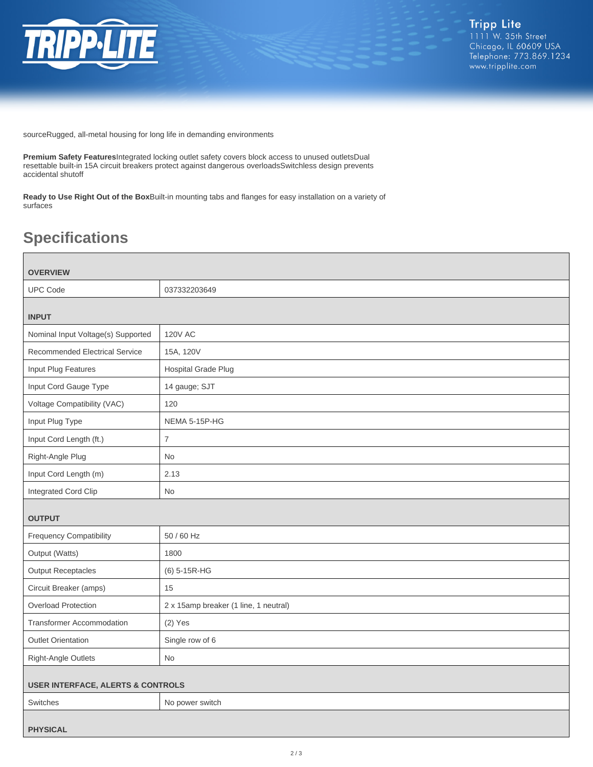sourceRugged, all-metal housing for long life in demanding environments

**Premium Safety Features**Integrated locking outlet safety covers block access to unused outletsDual resettable built-in 15A circuit breakers protect against dangerous overloadsSwitchless design prevents accidental shutoff

**Ready to Use Right Out of the Box**Built-in mounting tabs and flanges for easy installation on a variety of surfaces

## Specifications

| **OVERVIEW** | |
|---|---|
| UPC Code | 037332203649 |
| **INPUT** | |
| Nominal Input Voltage(s) Supported | 120V AC |
| Recommended Electrical Service | 15A, 120V |
| Input Plug Features | Hospital Grade Plug |
| Input Cord Gauge Type | 14 gauge; SJT |
| Voltage Compatibility (VAC) | 120 |
| Input Plug Type | NEMA 5-15P-HG |
| Input Cord Length (ft.) | 7 |
| Right-Angle Plug | No |
| Input Cord Length (m) | 2.13 |
| Integrated Cord Clip | No |
| **OUTPUT** | |
| Frequency Compatibility | 50 / 60 Hz |
| Output (Watts) | 1800 |
| Output Receptacles | (6) 5-15R-HG |
| Circuit Breaker (amps) | 15 |
| Overload Protection | 2 x 15amp breaker (1 line, 1 neutral) |
| Transformer Accommodation | (2) Yes |
| Outlet Orientation | Single row of 6 |
| Right-Angle Outlets | No |
| **USER INTERFACE, ALERTS & CONTROLS** | |
| Switches | No power switch |
| **PHYSICAL** | |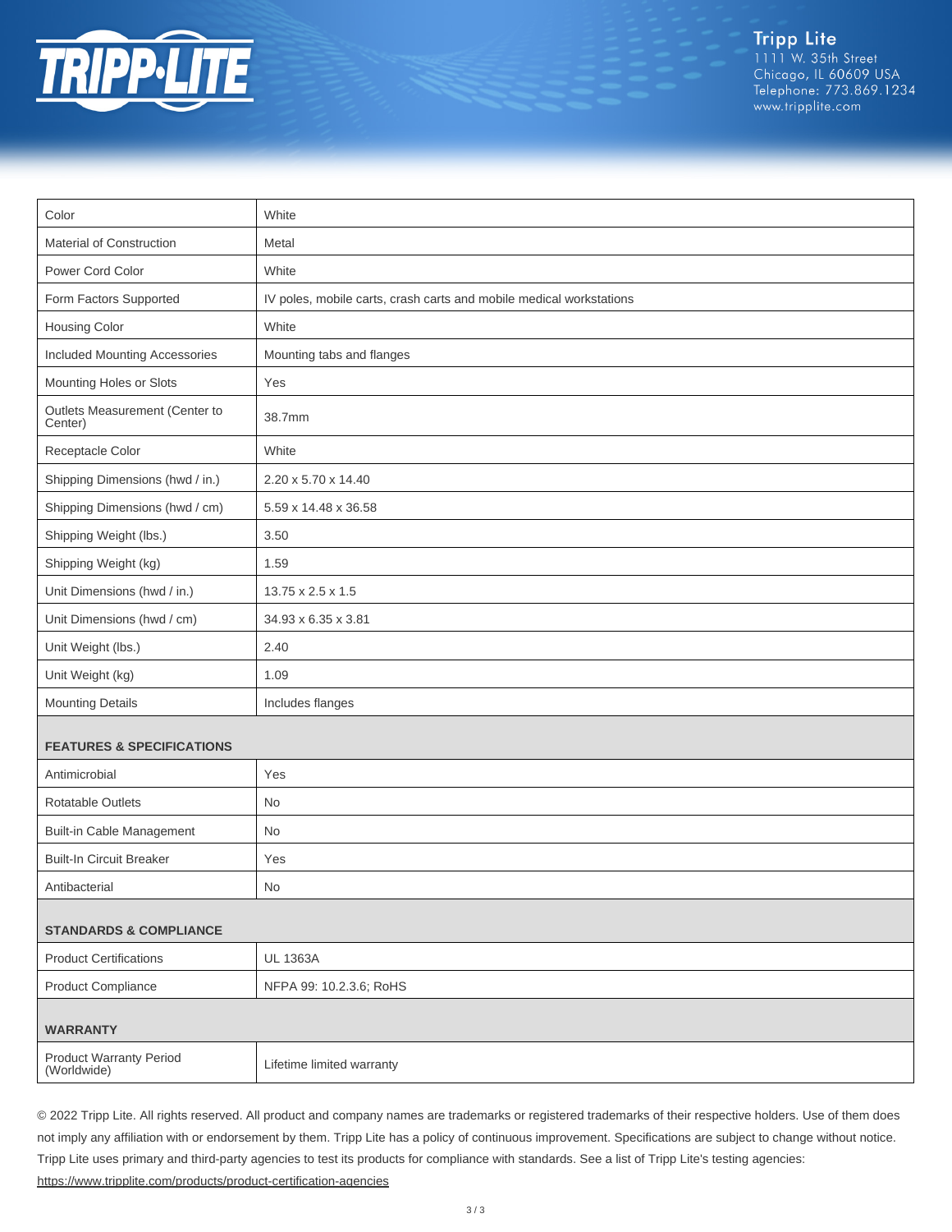| | |
|---|---|
| Color | White |
| Material of Construction | Metal |
| Power Cord Color | White |
| Form Factors Supported | IV poles, mobile carts, crash carts and mobile medical workstations |
| Housing Color | White |
| Included Mounting Accessories | Mounting tabs and flanges |
| Mounting Holes or Slots | Yes |
| Outlets Measurement (Center to Center) | 38.7mm |
| Receptacle Color | White |
| Shipping Dimensions (hwd / in.) | 2.20 x 5.70 x 14.40 |
| Shipping Dimensions (hwd / cm) | 5.59 x 14.48 x 36.58 |
| Shipping Weight (lbs.) | 3.50 |
| Shipping Weight (kg) | 1.59 |
| Unit Dimensions (hwd / in.) | 13.75 x 2.5 x 1.5 |
| Unit Dimensions (hwd / cm) | 34.93 x 6.35 x 3.81 |
| Unit Weight (lbs.) | 2.40 |
| Unit Weight (kg) | 1.09 |
| Mounting Details | Includes flanges |

## FEATURES & SPECIFICATIONS

| | |
|---|---|
| Antimicrobial | Yes |
| Rotatable Outlets | No |
| Built-in Cable Management | No |
| Built-In Circuit Breaker | Yes |
| Antibacterial | No |

## STANDARDS & COMPLIANCE

| | |
|---|---|
| Product Certifications | UL 1363A |
| Product Compliance | NFPA 99: 10.2.3.6; RoHS |

## WARRANTY

| | |
|---|---|
| Product Warranty Period (Worldwide) | Lifetime limited warranty |

© 2022 Tripp Lite. All rights reserved. All product and company names are trademarks or registered trademarks of their respective holders. Use of them does not imply any affiliation with or endorsement by them. Tripp Lite has a policy of continuous improvement. Specifications are subject to change without notice. Tripp Lite uses primary and third-party agencies to test its products for compliance with standards. See a list of Tripp Lite's testing agencies: https://www.tripplite.com/products/product-certification-agencies